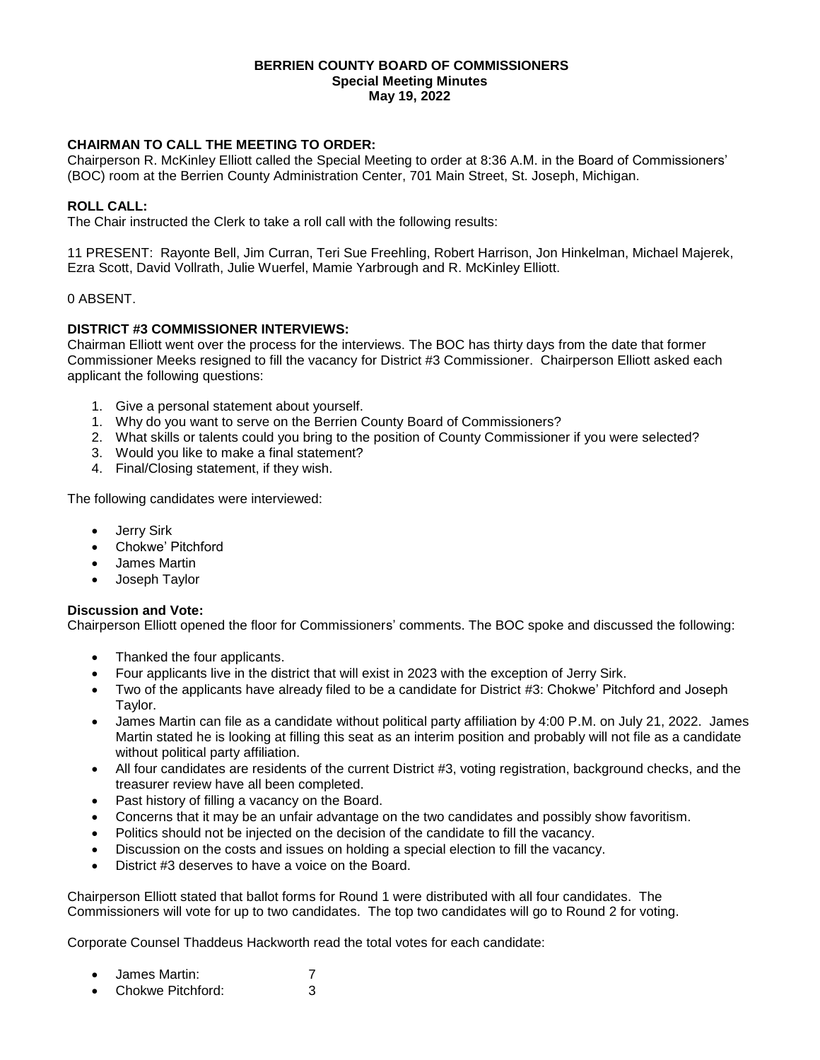# BERRIEN COUNTY BOARD OF COMMISSIONERS
## Special Meeting Minutes
## May 19, 2022

**CHAIRMAN TO CALL THE MEETING TO ORDER:**
Chairperson R. McKinley Elliott called the Special Meeting to order at 8:36 A.M. in the Board of Commissioners' (BOC) room at the Berrien County Administration Center, 701 Main Street, St. Joseph, Michigan.

**ROLL CALL:**
The Chair instructed the Clerk to take a roll call with the following results:

11 PRESENT: Rayonte Bell, Jim Curran, Teri Sue Freehling, Robert Harrison, Jon Hinkelman, Michael Majerek, Ezra Scott, David Vollrath, Julie Wuerfel, Mamie Yarbrough and R. McKinley Elliott.

0 ABSENT.

**DISTRICT #3 COMMISSIONER INTERVIEWS:**
Chairman Elliott went over the process for the interviews. The BOC has thirty days from the date that former Commissioner Meeks resigned to fill the vacancy for District #3 Commissioner. Chairperson Elliott asked each applicant the following questions:

1. Give a personal statement about yourself.
1. Why do you want to serve on the Berrien County Board of Commissioners?
2. What skills or talents could you bring to the position of County Commissioner if you were selected?
3. Would you like to make a final statement?
4. Final/Closing statement, if they wish.

The following candidates were interviewed:

- Jerry Sirk
- Chokwe' Pitchford
- James Martin
- Joseph Taylor

**Discussion and Vote:**
Chairperson Elliott opened the floor for Commissioners' comments. The BOC spoke and discussed the following:

- Thanked the four applicants.
- Four applicants live in the district that will exist in 2023 with the exception of Jerry Sirk.
- Two of the applicants have already filed to be a candidate for District #3: Chokwe' Pitchford and Joseph Taylor.
- James Martin can file as a candidate without political party affiliation by 4:00 P.M. on July 21, 2022. James Martin stated he is looking at filling this seat as an interim position and probably will not file as a candidate without political party affiliation.
- All four candidates are residents of the current District #3, voting registration, background checks, and the treasurer review have all been completed.
- Past history of filling a vacancy on the Board.
- Concerns that it may be an unfair advantage on the two candidates and possibly show favoritism.
- Politics should not be injected on the decision of the candidate to fill the vacancy.
- Discussion on the costs and issues on holding a special election to fill the vacancy.
- District #3 deserves to have a voice on the Board.

Chairperson Elliott stated that ballot forms for Round 1 were distributed with all four candidates. The Commissioners will vote for up to two candidates. The top two candidates will go to Round 2 for voting.

Corporate Counsel Thaddeus Hackworth read the total votes for each candidate:

- James Martin: 7
- Chokwe Pitchford: 3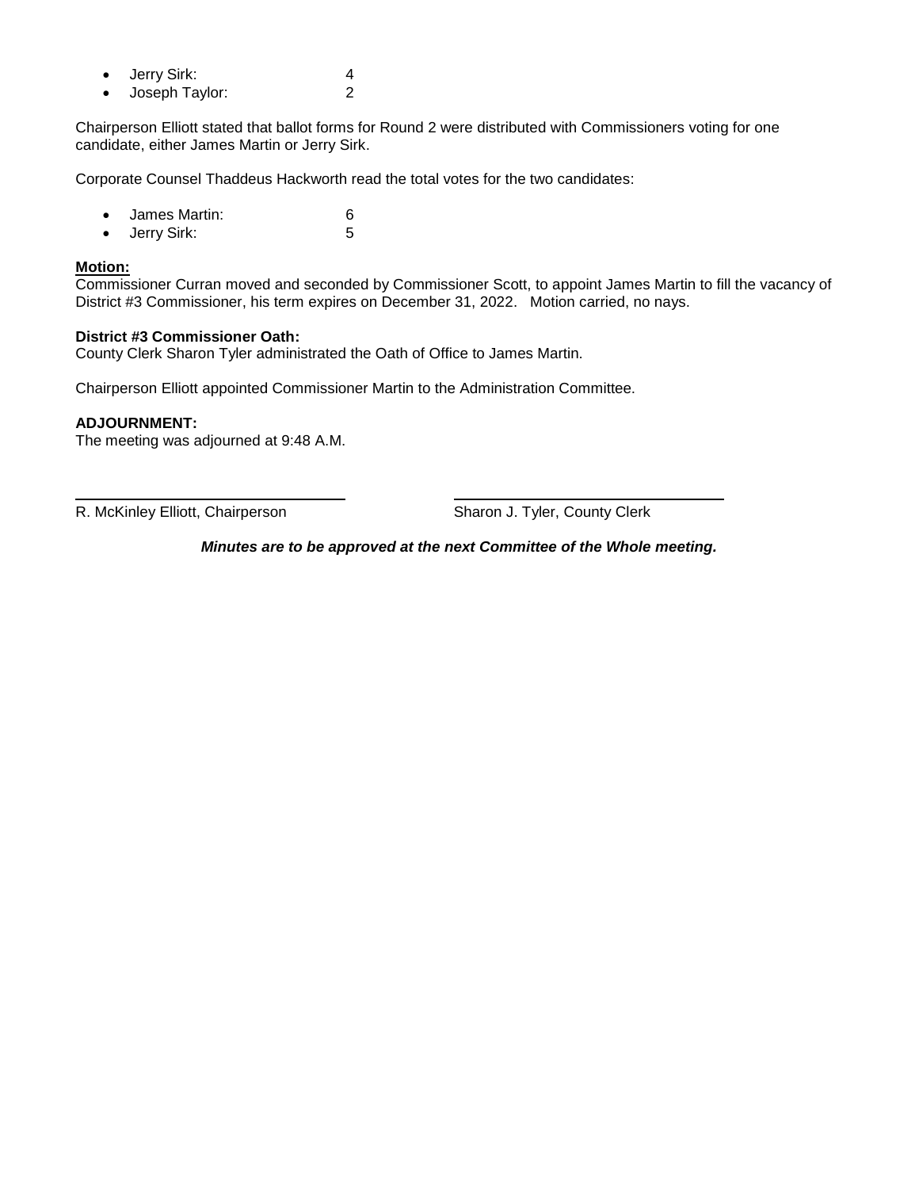- Jerry Sirk: 4
- Joseph Taylor: 2

Chairperson Elliott stated that ballot forms for Round 2 were distributed with Commissioners voting for one candidate, either James Martin or Jerry Sirk.

Corporate Counsel Thaddeus Hackworth read the total votes for the two candidates:

- James Martin: 6
- Jerry Sirk: 5

**Motion:**
Commissioner Curran moved and seconded by Commissioner Scott, to appoint James Martin to fill the vacancy of District #3 Commissioner, his term expires on December 31, 2022. Motion carried, no nays.

**District #3 Commissioner Oath:**
County Clerk Sharon Tyler administrated the Oath of Office to James Martin.

Chairperson Elliott appointed Commissioner Martin to the Administration Committee.

**ADJOURNMENT:**
The meeting was adjourned at 9:48 A.M.

R. McKinley Elliott, Chairperson

Sharon J. Tyler, County Clerk

***Minutes are to be approved at the next Committee of the Whole meeting.***